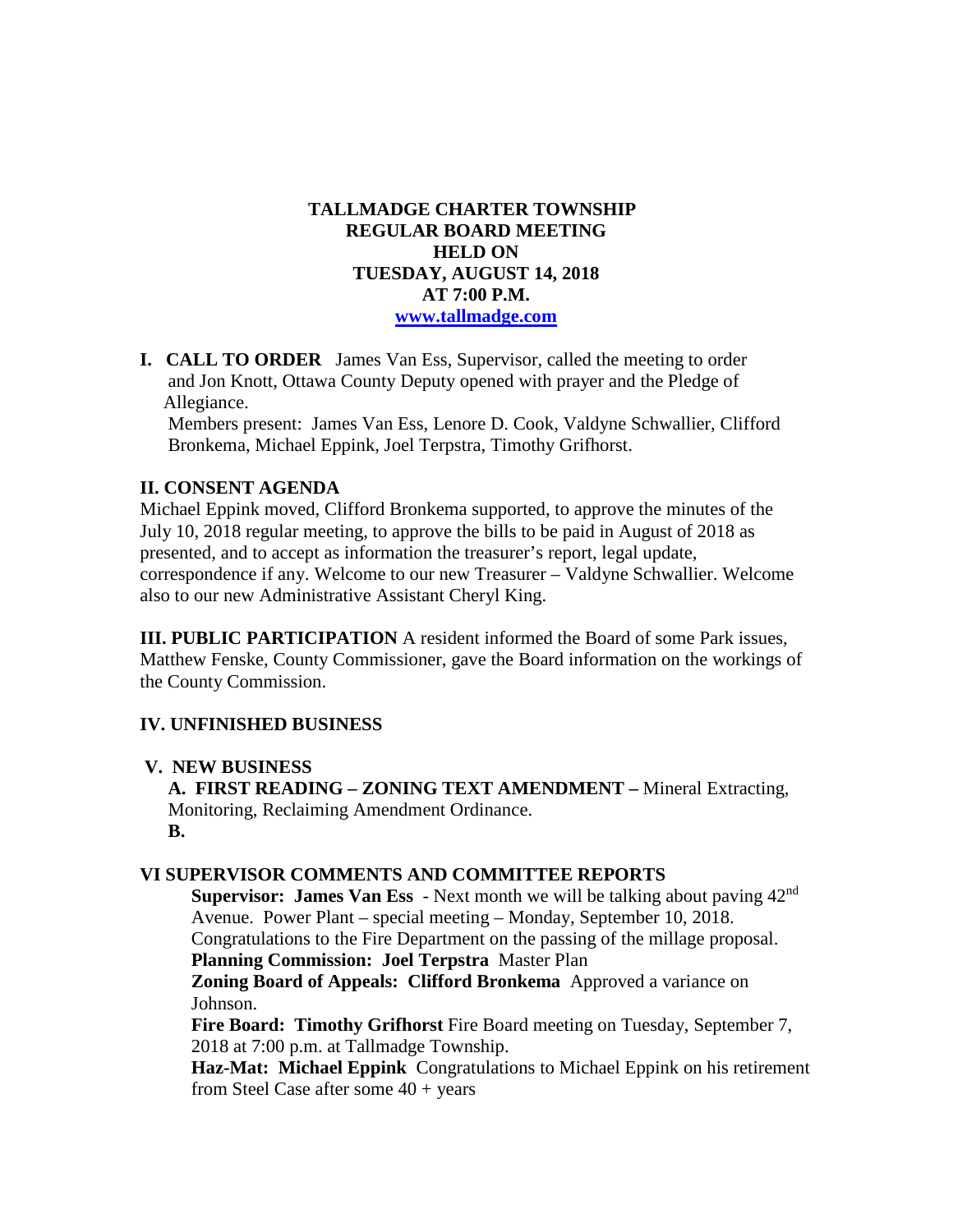# TALLMADGE CHARTER TOWNSHIP
## REGULAR BOARD MEETING
## HELD ON
## TUESDAY, AUGUST 14, 2018
## AT 7:00 P.M.
**www.tallmadge.com**

**I. CALL TO ORDER** James Van Ess, Supervisor, called the meeting to order and Jon Knott, Ottawa County Deputy opened with prayer and the Pledge of Allegiance.

Members present: James Van Ess, Lenore D. Cook, Valdyne Schwallier, Clifford Bronkema, Michael Eppink, Joel Terpstra, Timothy Grifhorst.

**II. CONSENT AGENDA**

Michael Eppink moved, Clifford Bronkema supported, to approve the minutes of the July 10, 2018 regular meeting, to approve the bills to be paid in August of 2018 as presented, and to accept as information the treasurer's report, legal update, correspondence if any. Welcome to our new Treasurer – Valdyne Schwallier. Welcome also to our new Administrative Assistant Cheryl King.

**III. PUBLIC PARTICIPATION** A resident informed the Board of some Park issues, Matthew Fenske, County Commissioner, gave the Board information on the workings of the County Commission.

**IV. UNFINISHED BUSINESS**

**V. NEW BUSINESS**

**A. FIRST READING – ZONING TEXT AMENDMENT –** Mineral Extracting, Monitoring, Reclaiming Amendment Ordinance.

**B.**

**VI SUPERVISOR COMMENTS AND COMMITTEE REPORTS**

**Supervisor: James Van Ess** - Next month we will be talking about paving 42nd Avenue. Power Plant – special meeting – Monday, September 10, 2018. Congratulations to the Fire Department on the passing of the millage proposal.

**Planning Commission: Joel Terpstra** Master Plan

**Zoning Board of Appeals: Clifford Bronkema** Approved a variance on Johnson.

**Fire Board: Timothy Grifhorst** Fire Board meeting on Tuesday, September 7, 2018 at 7:00 p.m. at Tallmadge Township.

**Haz-Mat: Michael Eppink** Congratulations to Michael Eppink on his retirement from Steel Case after some 40 + years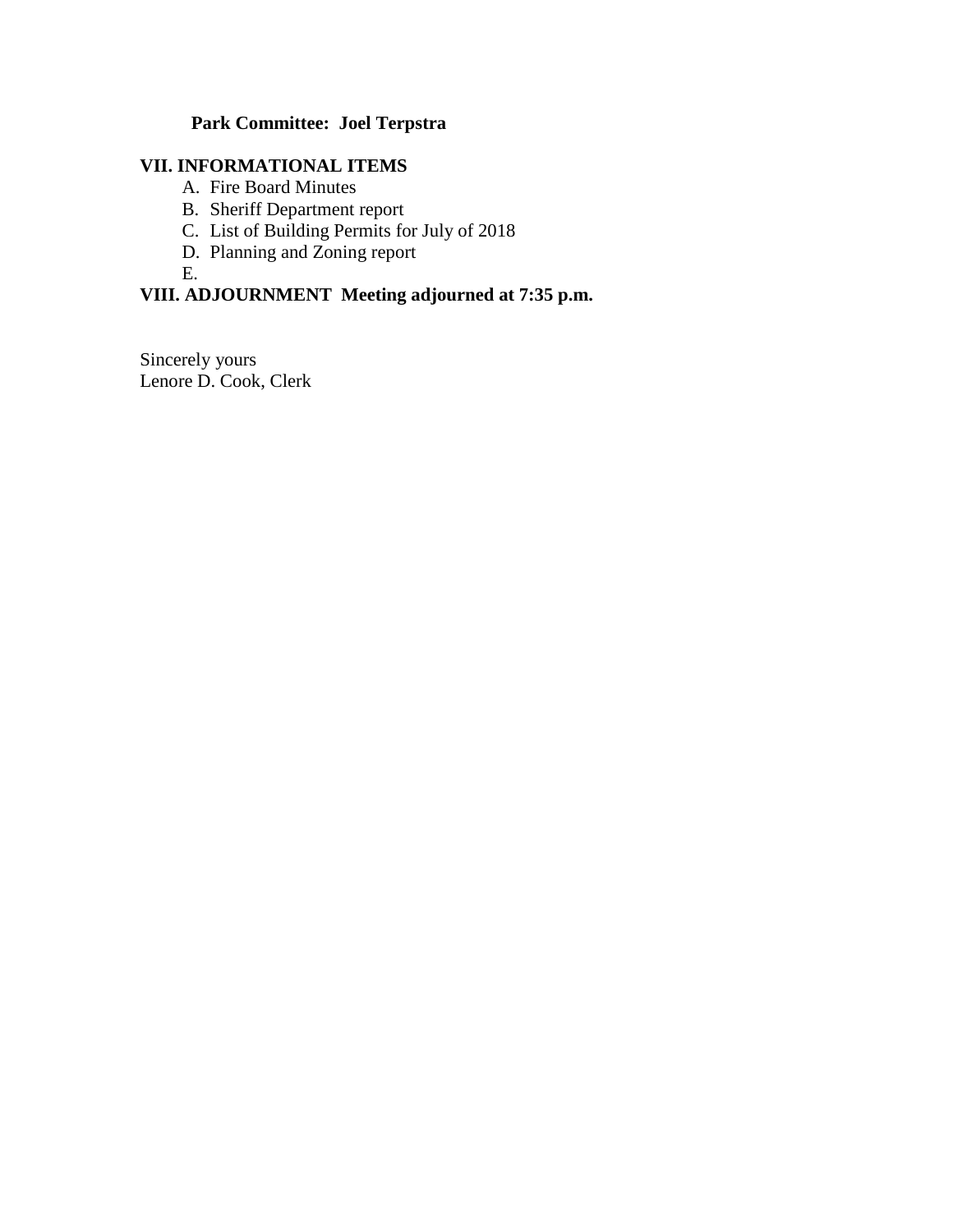**Park Committee: Joel Terpstra**

**VII. INFORMATIONAL ITEMS**

A. Fire Board Minutes
B. Sheriff Department report
C. List of Building Permits for July of 2018
D. Planning and Zoning report
E.

**VIII. ADJOURNMENT Meeting adjourned at 7:35 p.m.**

Sincerely yours
Lenore D. Cook, Clerk